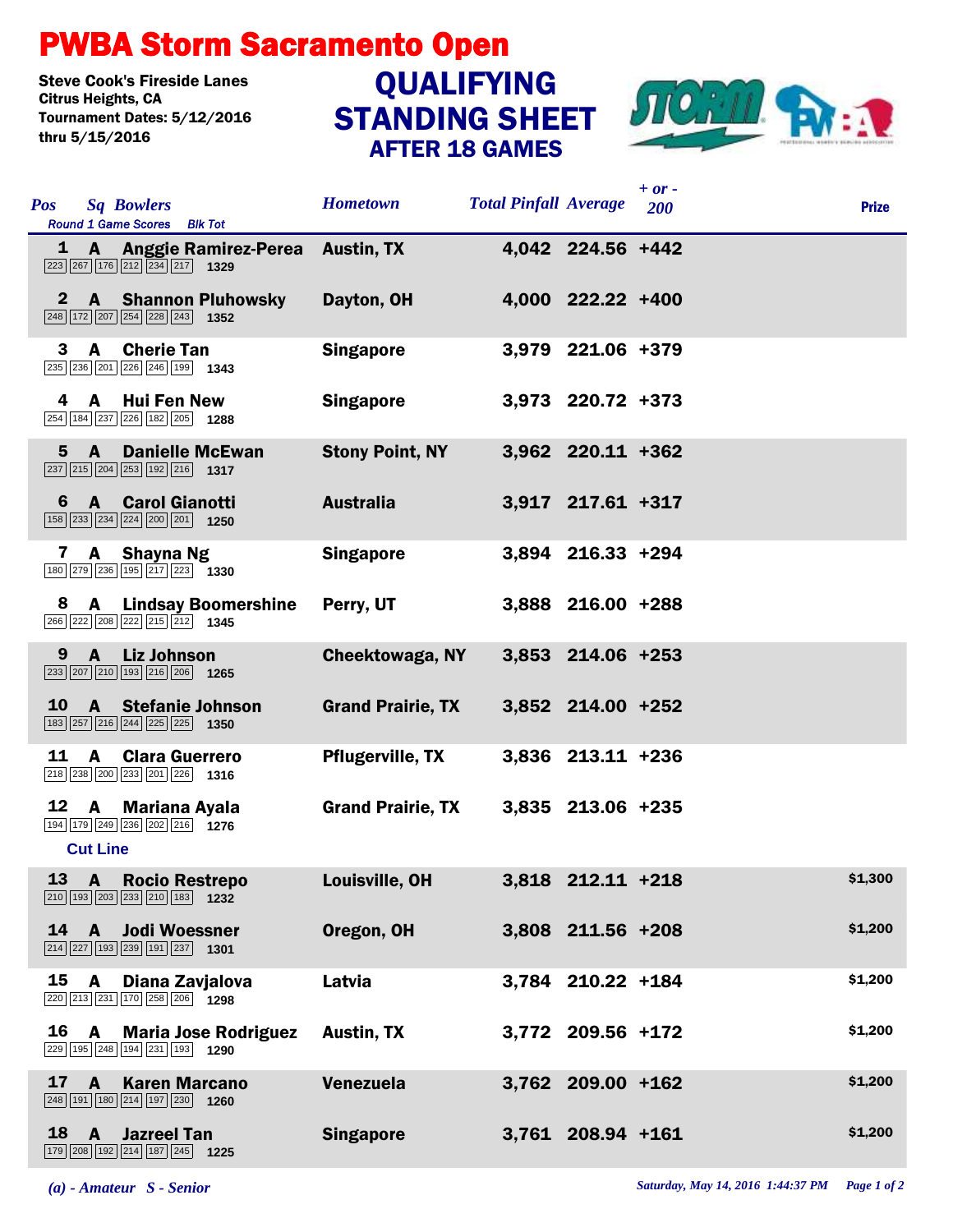# PWBA Storm Sacramento Open

Steve Cook's Fireside Lanes
Citrus Heights, CA
Tournament Dates: 5/12/2016 thru 5/15/2016

## QUALIFYING STANDING SHEET
### AFTER 18 GAMES

| Pos | Sq | Bowlers | Round 1 Game Scores | Blk Tot | Hometown | Total Pinfall | Average | + or - 200 | Prize |
|---|---|---|---|---|---|---|---|---|---|
| 1 | A | Anggie Ramirez-Perea | 223 267 176 212 234 217 | 1329 | Austin, TX | 4,042 | 224.56 | +442 | |
| 2 | A | Shannon Pluhowsky | 248 172 207 254 228 243 | 1352 | Dayton, OH | 4,000 | 222.22 | +400 | |
| 3 | A | Cherie Tan | 235 236 201 226 246 199 | 1343 | Singapore | 3,979 | 221.06 | +379 | |
| 4 | A | Hui Fen New | 254 184 237 226 182 205 | 1288 | Singapore | 3,973 | 220.72 | +373 | |
| 5 | A | Danielle McEwan | 237 215 204 253 192 216 | 1317 | Stony Point, NY | 3,962 | 220.11 | +362 | |
| 6 | A | Carol Gianotti | 158 233 234 224 200 201 | 1250 | Australia | 3,917 | 217.61 | +317 | |
| 7 | A | Shayna Ng | 180 279 236 195 217 223 | 1330 | Singapore | 3,894 | 216.33 | +294 | |
| 8 | A | Lindsay Boomershine | 266 222 208 222 215 212 | 1345 | Perry, UT | 3,888 | 216.00 | +288 | |
| 9 | A | Liz Johnson | 233 207 210 193 216 206 | 1265 | Cheektowaga, NY | 3,853 | 214.06 | +253 | |
| 10 | A | Stefanie Johnson | 183 257 216 244 225 225 | 1350 | Grand Prairie, TX | 3,852 | 214.00 | +252 | |
| 11 | A | Clara Guerrero | 218 238 200 233 201 226 | 1316 | Pflugerville, TX | 3,836 | 213.11 | +236 | |
| 12 | A | Mariana Ayala | 194 179 249 236 202 216 | 1276 | Grand Prairie, TX | 3,835 | 213.06 | +235 | |
| **Cut Line** | | | | | | | | | |
| 13 | A | Rocio Restrepo | 210 193 203 233 210 183 | 1232 | Louisville, OH | 3,818 | 212.11 | +218 | $1,300 |
| 14 | A | Jodi Woessner | 214 227 193 239 191 237 | 1301 | Oregon, OH | 3,808 | 211.56 | +208 | $1,200 |
| 15 | A | Diana Zavjalova | 220 213 231 170 258 206 | 1298 | Latvia | 3,784 | 210.22 | +184 | $1,200 |
| 16 | A | Maria Jose Rodriguez | 229 195 248 194 231 193 | 1290 | Austin, TX | 3,772 | 209.56 | +172 | $1,200 |
| 17 | A | Karen Marcano | 248 191 180 214 197 230 | 1260 | Venezuela | 3,762 | 209.00 | +162 | $1,200 |
| 18 | A | Jazreel Tan | 179 208 192 214 187 245 | 1225 | Singapore | 3,761 | 208.94 | +161 | $1,200 |

*(a) - Amateur S - Senior*

*Saturday, May 14, 2016 1:44:37 PM*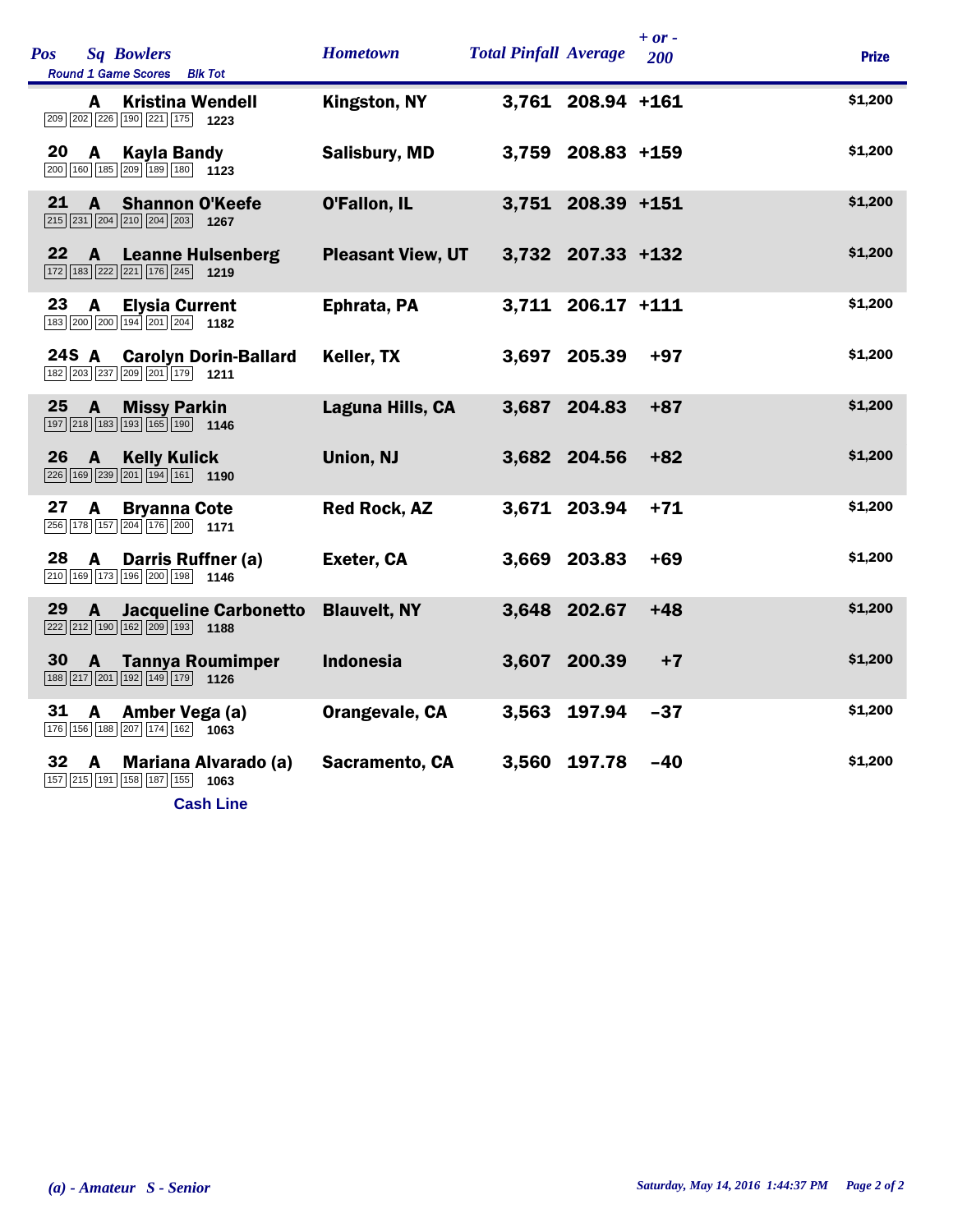| Pos | Sq | Bowlers / Round 1 Game Scores | Blk Tot | Hometown | Total Pinfall | Average | + or - 200 | Prize |
|---|---|---|---|---|---|---|---|---|
| | A | Kristina Wendell<br>209 202 226 190 221 175 | 1223 | Kingston, NY | 3,761 | 208.94 | +161 | $1,200 |
| 20 | A | Kayla Bandy<br>200 160 185 209 189 180 | 1123 | Salisbury, MD | 3,759 | 208.83 | +159 | $1,200 |
| 21 | A | Shannon O'Keefe<br>215 231 204 210 204 203 | 1267 | O'Fallon, IL | 3,751 | 208.39 | +151 | $1,200 |
| 22 | A | Leanne Hulsenberg<br>172 183 222 221 176 245 | 1219 | Pleasant View, UT | 3,732 | 207.33 | +132 | $1,200 |
| 23 | A | Elysia Current<br>183 200 200 194 201 204 | 1182 | Ephrata, PA | 3,711 | 206.17 | +111 | $1,200 |
| 24S | A | Carolyn Dorin-Ballard<br>182 203 237 209 201 179 | 1211 | Keller, TX | 3,697 | 205.39 | +97 | $1,200 |
| 25 | A | Missy Parkin<br>197 218 183 193 165 190 | 1146 | Laguna Hills, CA | 3,687 | 204.83 | +87 | $1,200 |
| 26 | A | Kelly Kulick<br>226 169 239 201 194 161 | 1190 | Union, NJ | 3,682 | 204.56 | +82 | $1,200 |
| 27 | A | Bryanna Cote<br>256 178 157 204 176 200 | 1171 | Red Rock, AZ | 3,671 | 203.94 | +71 | $1,200 |
| 28 | A | Darris Ruffner (a)<br>210 169 173 196 200 198 | 1146 | Exeter, CA | 3,669 | 203.83 | +69 | $1,200 |
| 29 | A | Jacqueline Carbonetto<br>222 212 190 162 209 193 | 1188 | Blauvelt, NY | 3,648 | 202.67 | +48 | $1,200 |
| 30 | A | Tannya Roumimper<br>188 217 201 192 149 179 | 1126 | Indonesia | 3,607 | 200.39 | +7 | $1,200 |
| 31 | A | Amber Vega (a)<br>176 156 188 207 174 162 | 1063 | Orangevale, CA | 3,563 | 197.94 | -37 | $1,200 |
| 32 | A | Mariana Alvarado (a)<br>157 215 191 158 187 155 | 1063 | Sacramento, CA | 3,560 | 197.78 | -40 | $1,200 |

**Cash Line**

*(a) - Amateur S - Senior*

*Saturday, May 14, 2016 1:44:37 PM*